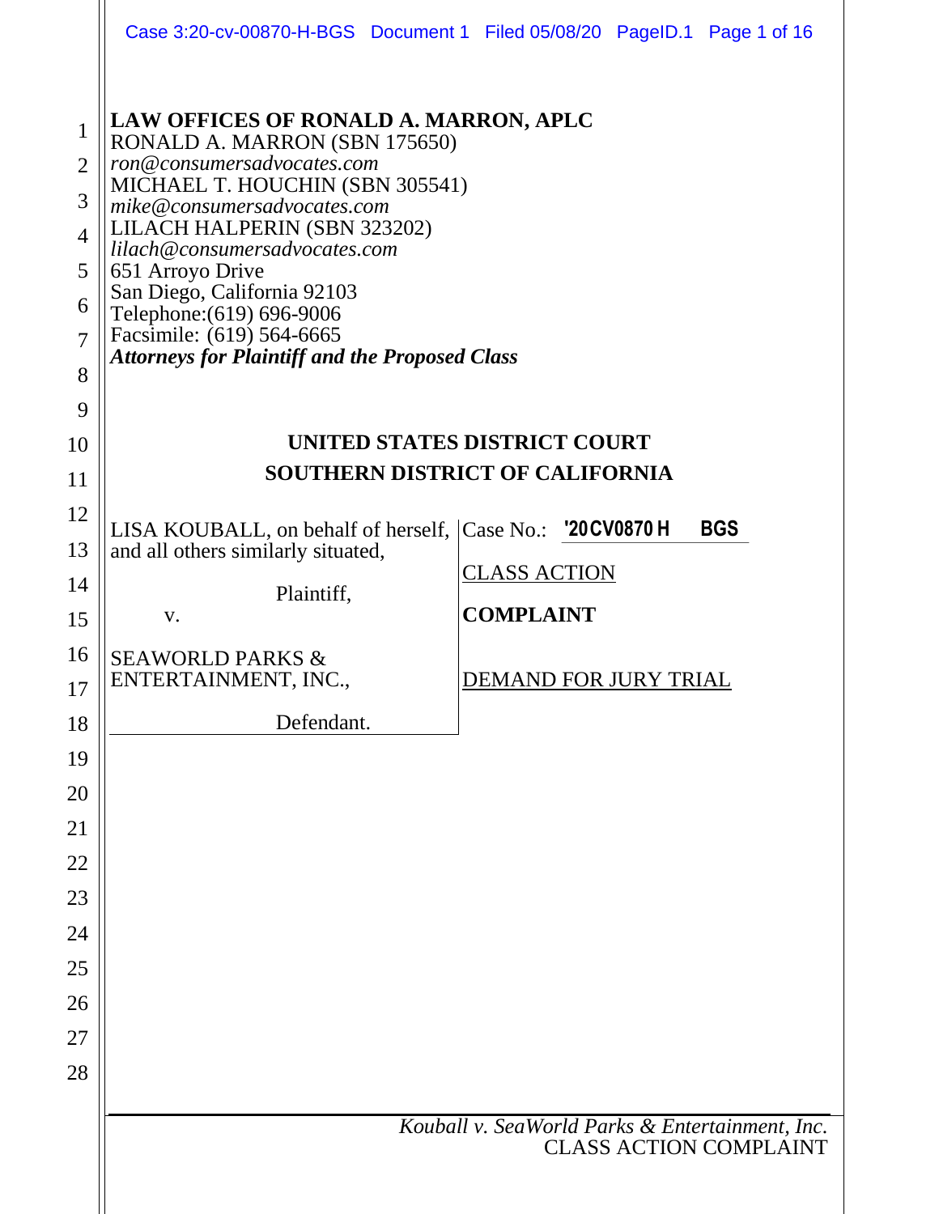**LAW OFFICES OF RONALD A. MARRON, APLC**
RONALD A. MARRON (SBN 175650)
*ron@consumersadvocates.com*
MICHAEL T. HOUCHIN (SBN 305541)
*mike@consumersadvocates.com*
LILACH HALPERIN (SBN 323202)
*lilach@consumersadvocates.com*
651 Arroyo Drive
San Diego, California 92103
Telephone:(619) 696-9006
Facsimile: (619) 564-6665
***Attorneys for Plaintiff and the Proposed Class***

**UNITED STATES DISTRICT COURT**
**SOUTHERN DISTRICT OF CALIFORNIA**

| | |
|---|---|
| LISA KOUBALL, on behalf of herself, and all others similarly situated,<br><br>Plaintiff,<br><br>v.<br><br>SEAWORLD PARKS & ENTERTAINMENT, INC.,<br><br>Defendant. | Case No.: '20CV0870 H BGS<br><br>CLASS ACTION<br><br>**COMPLAINT**<br><br>DEMAND FOR JURY TRIAL |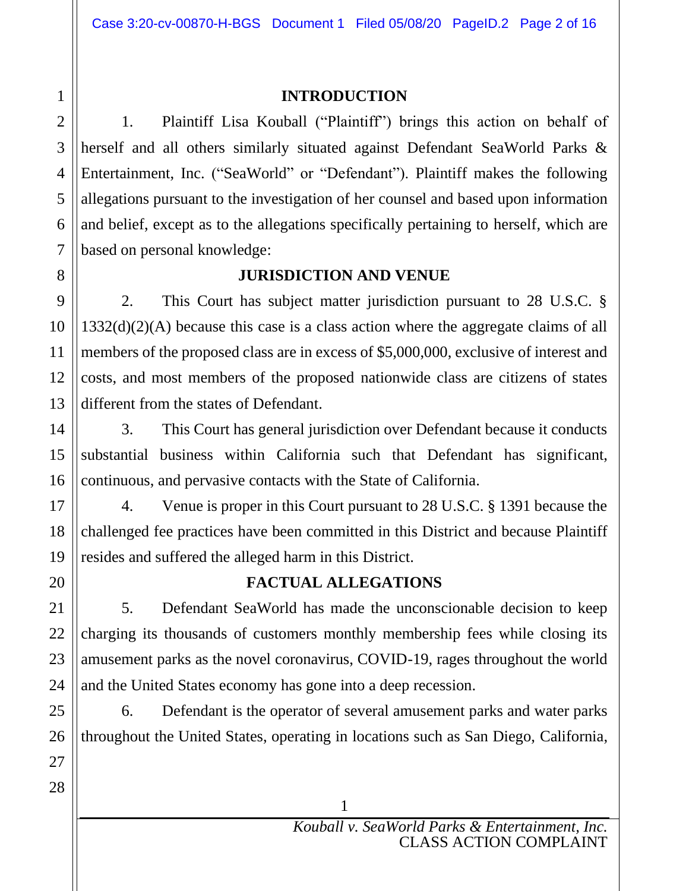## INTRODUCTION

1. Plaintiff Lisa Kouball ("Plaintiff") brings this action on behalf of herself and all others similarly situated against Defendant SeaWorld Parks & Entertainment, Inc. ("SeaWorld" or "Defendant"). Plaintiff makes the following allegations pursuant to the investigation of her counsel and based upon information and belief, except as to the allegations specifically pertaining to herself, which are based on personal knowledge:

## JURISDICTION AND VENUE

2. This Court has subject matter jurisdiction pursuant to 28 U.S.C. § 1332(d)(2)(A) because this case is a class action where the aggregate claims of all members of the proposed class are in excess of $5,000,000, exclusive of interest and costs, and most members of the proposed nationwide class are citizens of states different from the states of Defendant.

3. This Court has general jurisdiction over Defendant because it conducts substantial business within California such that Defendant has significant, continuous, and pervasive contacts with the State of California.

4. Venue is proper in this Court pursuant to 28 U.S.C. § 1391 because the challenged fee practices have been committed in this District and because Plaintiff resides and suffered the alleged harm in this District.

## FACTUAL ALLEGATIONS

5. Defendant SeaWorld has made the unconscionable decision to keep charging its thousands of customers monthly membership fees while closing its amusement parks as the novel coronavirus, COVID-19, rages throughout the world and the United States economy has gone into a deep recession.

6. Defendant is the operator of several amusement parks and water parks throughout the United States, operating in locations such as San Diego, California,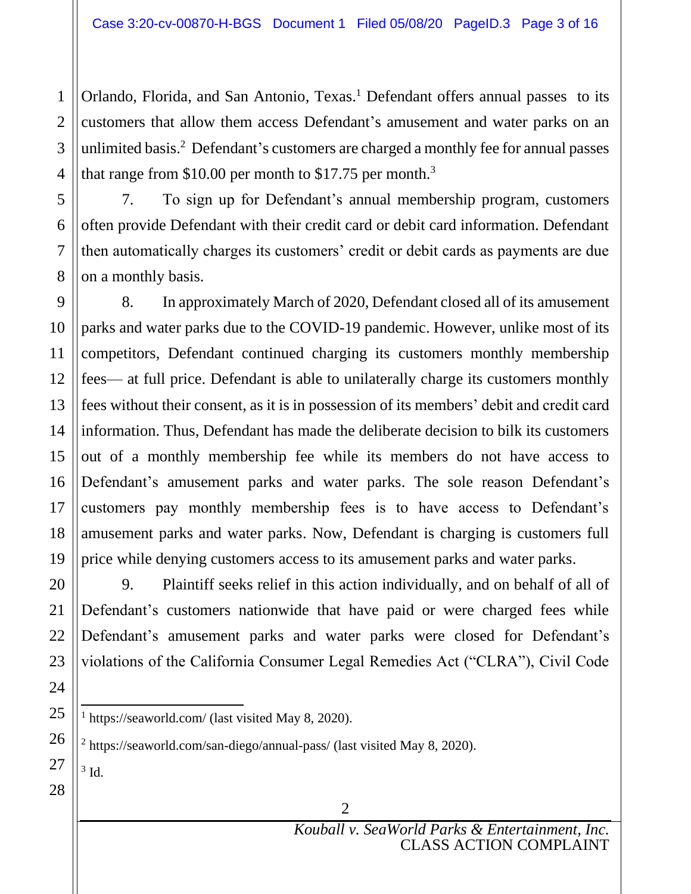Orlando, Florida, and San Antonio, Texas.[1] Defendant offers annual passes to its customers that allow them access Defendant's amusement and water parks on an unlimited basis.[2] Defendant's customers are charged a monthly fee for annual passes that range from $10.00 per month to $17.75 per month.[3]

7. To sign up for Defendant's annual membership program, customers often provide Defendant with their credit card or debit card information. Defendant then automatically charges its customers' credit or debit cards as payments are due on a monthly basis.

8. In approximately March of 2020, Defendant closed all of its amusement parks and water parks due to the COVID-19 pandemic. However, unlike most of its competitors, Defendant continued charging its customers monthly membership fees— at full price. Defendant is able to unilaterally charge its customers monthly fees without their consent, as it is in possession of its members' debit and credit card information. Thus, Defendant has made the deliberate decision to bilk its customers out of a monthly membership fee while its members do not have access to Defendant's amusement parks and water parks. The sole reason Defendant's customers pay monthly membership fees is to have access to Defendant's amusement parks and water parks. Now, Defendant is charging is customers full price while denying customers access to its amusement parks and water parks.

9. Plaintiff seeks relief in this action individually, and on behalf of all of Defendant's customers nationwide that have paid or were charged fees while Defendant's amusement parks and water parks were closed for Defendant's violations of the California Consumer Legal Remedies Act ("CLRA"), Civil Code

---

[1] https://seaworld.com/ (last visited May 8, 2020).

[2] https://seaworld.com/san-diego/annual-pass/ (last visited May 8, 2020).

[3] Id.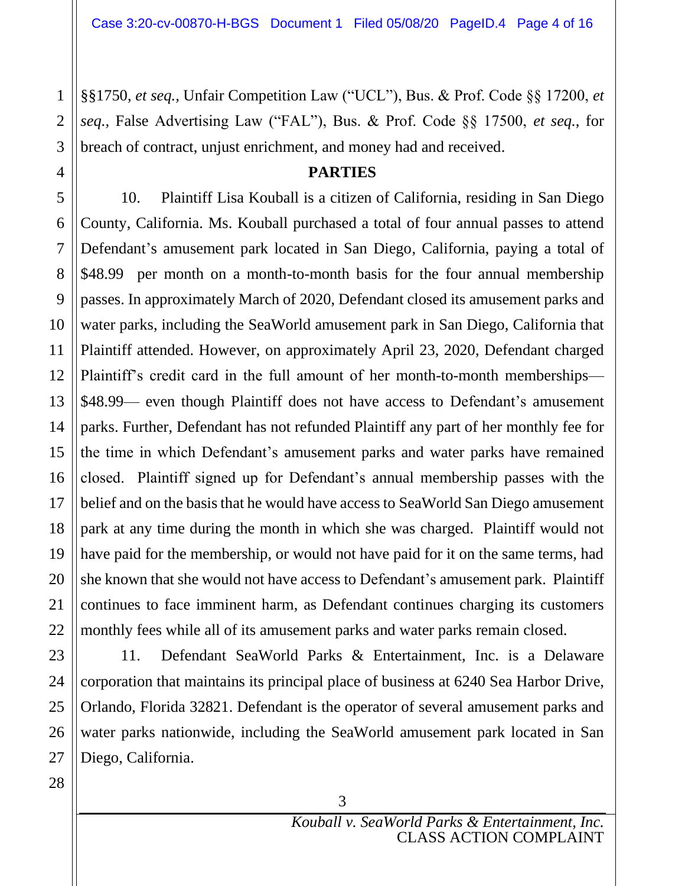§§1750, *et seq.,* Unfair Competition Law ("UCL"), Bus. & Prof. Code §§ 17200, *et seq.*, False Advertising Law ("FAL"), Bus. & Prof. Code §§ 17500, *et seq.*, for breach of contract, unjust enrichment, and money had and received.

## PARTIES

10. Plaintiff Lisa Kouball is a citizen of California, residing in San Diego County, California. Ms. Kouball purchased a total of four annual passes to attend Defendant's amusement park located in San Diego, California, paying a total of $48.99 per month on a month-to-month basis for the four annual membership passes. In approximately March of 2020, Defendant closed its amusement parks and water parks, including the SeaWorld amusement park in San Diego, California that Plaintiff attended. However, on approximately April 23, 2020, Defendant charged Plaintiff's credit card in the full amount of her month-to-month memberships—$48.99— even though Plaintiff does not have access to Defendant's amusement parks. Further, Defendant has not refunded Plaintiff any part of her monthly fee for the time in which Defendant's amusement parks and water parks have remained closed. Plaintiff signed up for Defendant's annual membership passes with the belief and on the basis that he would have access to SeaWorld San Diego amusement park at any time during the month in which she was charged. Plaintiff would not have paid for the membership, or would not have paid for it on the same terms, had she known that she would not have access to Defendant's amusement park. Plaintiff continues to face imminent harm, as Defendant continues charging its customers monthly fees while all of its amusement parks and water parks remain closed.

11. Defendant SeaWorld Parks & Entertainment, Inc. is a Delaware corporation that maintains its principal place of business at 6240 Sea Harbor Drive, Orlando, Florida 32821. Defendant is the operator of several amusement parks and water parks nationwide, including the SeaWorld amusement park located in San Diego, California.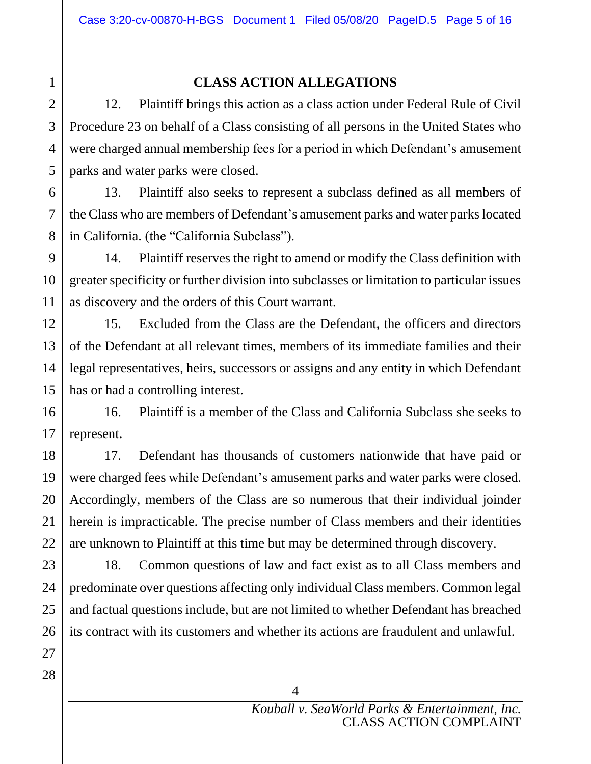## CLASS ACTION ALLEGATIONS

12. Plaintiff brings this action as a class action under Federal Rule of Civil Procedure 23 on behalf of a Class consisting of all persons in the United States who were charged annual membership fees for a period in which Defendant's amusement parks and water parks were closed.

13. Plaintiff also seeks to represent a subclass defined as all members of the Class who are members of Defendant's amusement parks and water parks located in California. (the "California Subclass").

14. Plaintiff reserves the right to amend or modify the Class definition with greater specificity or further division into subclasses or limitation to particular issues as discovery and the orders of this Court warrant.

15. Excluded from the Class are the Defendant, the officers and directors of the Defendant at all relevant times, members of its immediate families and their legal representatives, heirs, successors or assigns and any entity in which Defendant has or had a controlling interest.

16. Plaintiff is a member of the Class and California Subclass she seeks to represent.

17. Defendant has thousands of customers nationwide that have paid or were charged fees while Defendant's amusement parks and water parks were closed. Accordingly, members of the Class are so numerous that their individual joinder herein is impracticable. The precise number of Class members and their identities are unknown to Plaintiff at this time but may be determined through discovery.

18. Common questions of law and fact exist as to all Class members and predominate over questions affecting only individual Class members. Common legal and factual questions include, but are not limited to whether Defendant has breached its contract with its customers and whether its actions are fraudulent and unlawful.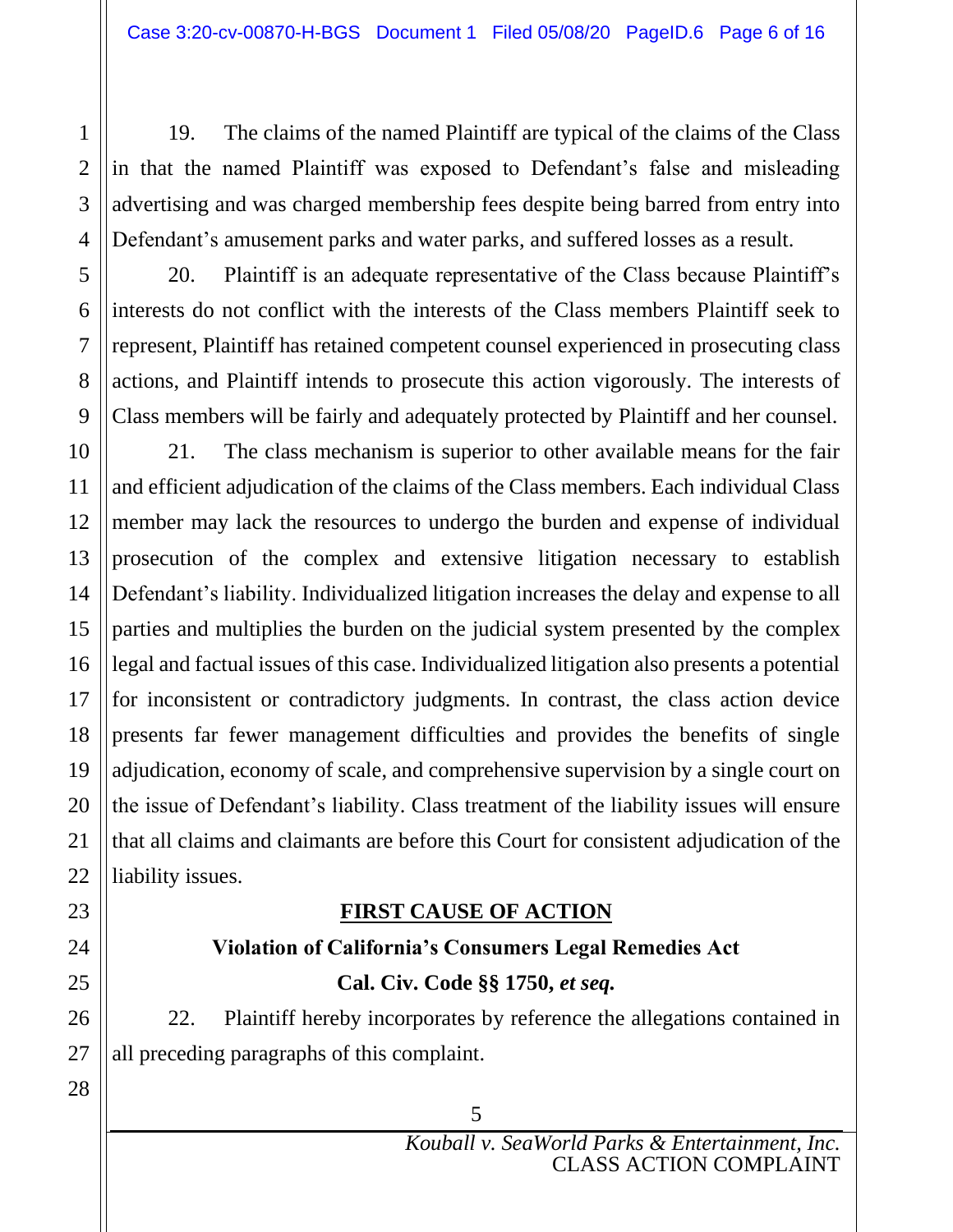19. The claims of the named Plaintiff are typical of the claims of the Class in that the named Plaintiff was exposed to Defendant's false and misleading advertising and was charged membership fees despite being barred from entry into Defendant's amusement parks and water parks, and suffered losses as a result.

20. Plaintiff is an adequate representative of the Class because Plaintiff's interests do not conflict with the interests of the Class members Plaintiff seek to represent, Plaintiff has retained competent counsel experienced in prosecuting class actions, and Plaintiff intends to prosecute this action vigorously. The interests of Class members will be fairly and adequately protected by Plaintiff and her counsel.

21. The class mechanism is superior to other available means for the fair and efficient adjudication of the claims of the Class members. Each individual Class member may lack the resources to undergo the burden and expense of individual prosecution of the complex and extensive litigation necessary to establish Defendant's liability. Individualized litigation increases the delay and expense to all parties and multiplies the burden on the judicial system presented by the complex legal and factual issues of this case. Individualized litigation also presents a potential for inconsistent or contradictory judgments. In contrast, the class action device presents far fewer management difficulties and provides the benefits of single adjudication, economy of scale, and comprehensive supervision by a single court on the issue of Defendant's liability. Class treatment of the liability issues will ensure that all claims and claimants are before this Court for consistent adjudication of the liability issues.

## FIRST CAUSE OF ACTION

### Violation of California's Consumers Legal Remedies Act

### Cal. Civ. Code §§ 1750, *et seq.*

22. Plaintiff hereby incorporates by reference the allegations contained in all preceding paragraphs of this complaint.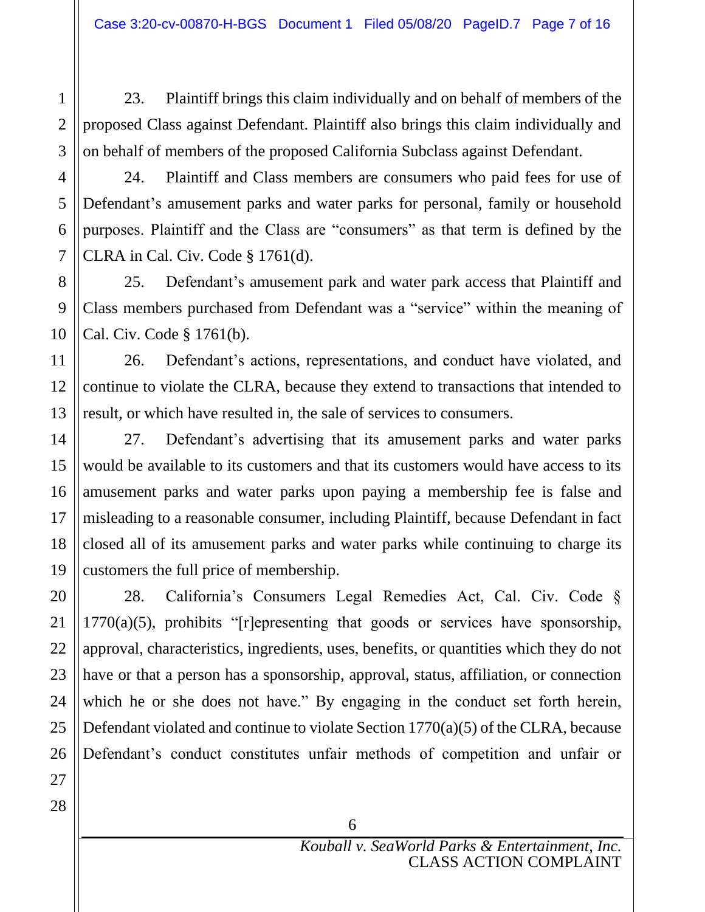23. Plaintiff brings this claim individually and on behalf of members of the proposed Class against Defendant. Plaintiff also brings this claim individually and on behalf of members of the proposed California Subclass against Defendant.

24. Plaintiff and Class members are consumers who paid fees for use of Defendant's amusement parks and water parks for personal, family or household purposes. Plaintiff and the Class are "consumers" as that term is defined by the CLRA in Cal. Civ. Code § 1761(d).

25. Defendant's amusement park and water park access that Plaintiff and Class members purchased from Defendant was a "service" within the meaning of Cal. Civ. Code § 1761(b).

26. Defendant's actions, representations, and conduct have violated, and continue to violate the CLRA, because they extend to transactions that intended to result, or which have resulted in, the sale of services to consumers.

27. Defendant's advertising that its amusement parks and water parks would be available to its customers and that its customers would have access to its amusement parks and water parks upon paying a membership fee is false and misleading to a reasonable consumer, including Plaintiff, because Defendant in fact closed all of its amusement parks and water parks while continuing to charge its customers the full price of membership.

28. California's Consumers Legal Remedies Act, Cal. Civ. Code § 1770(a)(5), prohibits "[r]epresenting that goods or services have sponsorship, approval, characteristics, ingredients, uses, benefits, or quantities which they do not have or that a person has a sponsorship, approval, status, affiliation, or connection which he or she does not have." By engaging in the conduct set forth herein, Defendant violated and continue to violate Section 1770(a)(5) of the CLRA, because Defendant's conduct constitutes unfair methods of competition and unfair or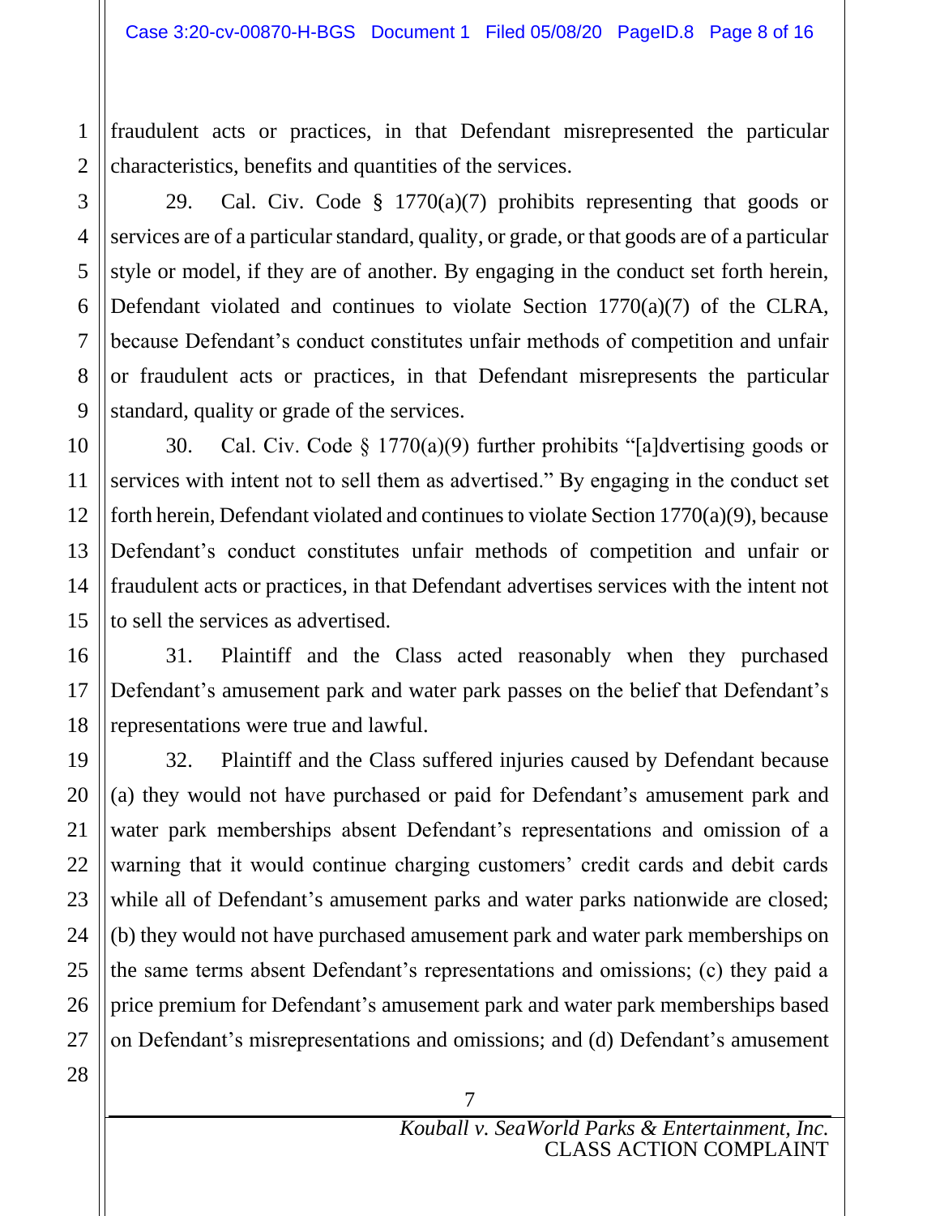fraudulent acts or practices, in that Defendant misrepresented the particular characteristics, benefits and quantities of the services.

29. Cal. Civ. Code § 1770(a)(7) prohibits representing that goods or services are of a particular standard, quality, or grade, or that goods are of a particular style or model, if they are of another. By engaging in the conduct set forth herein, Defendant violated and continues to violate Section 1770(a)(7) of the CLRA, because Defendant's conduct constitutes unfair methods of competition and unfair or fraudulent acts or practices, in that Defendant misrepresents the particular standard, quality or grade of the services.

30. Cal. Civ. Code § 1770(a)(9) further prohibits "[a]dvertising goods or services with intent not to sell them as advertised." By engaging in the conduct set forth herein, Defendant violated and continues to violate Section 1770(a)(9), because Defendant's conduct constitutes unfair methods of competition and unfair or fraudulent acts or practices, in that Defendant advertises services with the intent not to sell the services as advertised.

31. Plaintiff and the Class acted reasonably when they purchased Defendant's amusement park and water park passes on the belief that Defendant's representations were true and lawful.

32. Plaintiff and the Class suffered injuries caused by Defendant because (a) they would not have purchased or paid for Defendant's amusement park and water park memberships absent Defendant's representations and omission of a warning that it would continue charging customers' credit cards and debit cards while all of Defendant's amusement parks and water parks nationwide are closed; (b) they would not have purchased amusement park and water park memberships on the same terms absent Defendant's representations and omissions; (c) they paid a price premium for Defendant's amusement park and water park memberships based on Defendant's misrepresentations and omissions; and (d) Defendant's amusement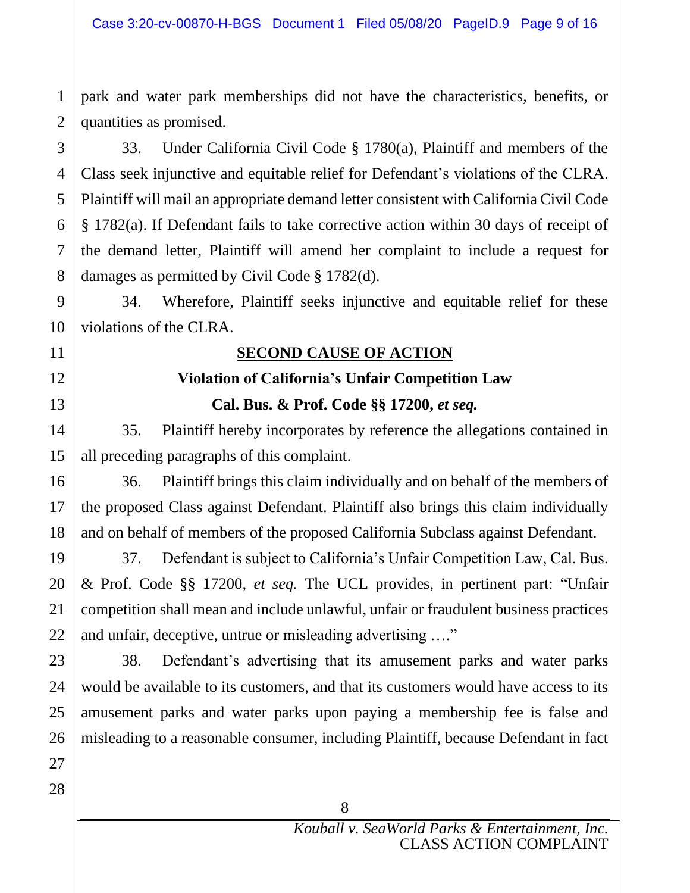park and water park memberships did not have the characteristics, benefits, or quantities as promised.

33. Under California Civil Code § 1780(a), Plaintiff and members of the Class seek injunctive and equitable relief for Defendant's violations of the CLRA. Plaintiff will mail an appropriate demand letter consistent with California Civil Code § 1782(a). If Defendant fails to take corrective action within 30 days of receipt of the demand letter, Plaintiff will amend her complaint to include a request for damages as permitted by Civil Code § 1782(d).

34. Wherefore, Plaintiff seeks injunctive and equitable relief for these violations of the CLRA.

## SECOND CAUSE OF ACTION

### Violation of California's Unfair Competition Law

### Cal. Bus. & Prof. Code §§ 17200, *et seq.*

35. Plaintiff hereby incorporates by reference the allegations contained in all preceding paragraphs of this complaint.

36. Plaintiff brings this claim individually and on behalf of the members of the proposed Class against Defendant. Plaintiff also brings this claim individually and on behalf of members of the proposed California Subclass against Defendant.

37. Defendant is subject to California's Unfair Competition Law, Cal. Bus. & Prof. Code §§ 17200, *et seq.* The UCL provides, in pertinent part: "Unfair competition shall mean and include unlawful, unfair or fraudulent business practices and unfair, deceptive, untrue or misleading advertising …."

38. Defendant's advertising that its amusement parks and water parks would be available to its customers, and that its customers would have access to its amusement parks and water parks upon paying a membership fee is false and misleading to a reasonable consumer, including Plaintiff, because Defendant in fact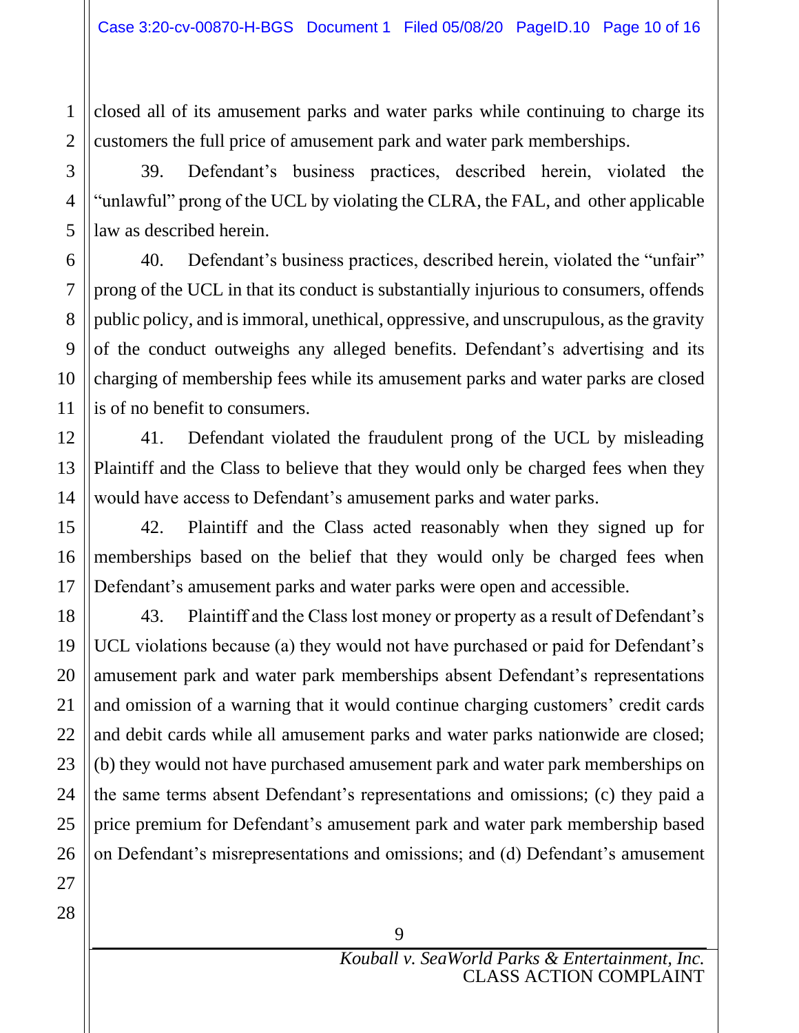closed all of its amusement parks and water parks while continuing to charge its customers the full price of amusement park and water park memberships.

39. Defendant's business practices, described herein, violated the "unlawful" prong of the UCL by violating the CLRA, the FAL, and other applicable law as described herein.

40. Defendant's business practices, described herein, violated the "unfair" prong of the UCL in that its conduct is substantially injurious to consumers, offends public policy, and is immoral, unethical, oppressive, and unscrupulous, as the gravity of the conduct outweighs any alleged benefits. Defendant's advertising and its charging of membership fees while its amusement parks and water parks are closed is of no benefit to consumers.

41. Defendant violated the fraudulent prong of the UCL by misleading Plaintiff and the Class to believe that they would only be charged fees when they would have access to Defendant's amusement parks and water parks.

42. Plaintiff and the Class acted reasonably when they signed up for memberships based on the belief that they would only be charged fees when Defendant's amusement parks and water parks were open and accessible.

43. Plaintiff and the Class lost money or property as a result of Defendant's UCL violations because (a) they would not have purchased or paid for Defendant's amusement park and water park memberships absent Defendant's representations and omission of a warning that it would continue charging customers' credit cards and debit cards while all amusement parks and water parks nationwide are closed; (b) they would not have purchased amusement park and water park memberships on the same terms absent Defendant's representations and omissions; (c) they paid a price premium for Defendant's amusement park and water park membership based on Defendant's misrepresentations and omissions; and (d) Defendant's amusement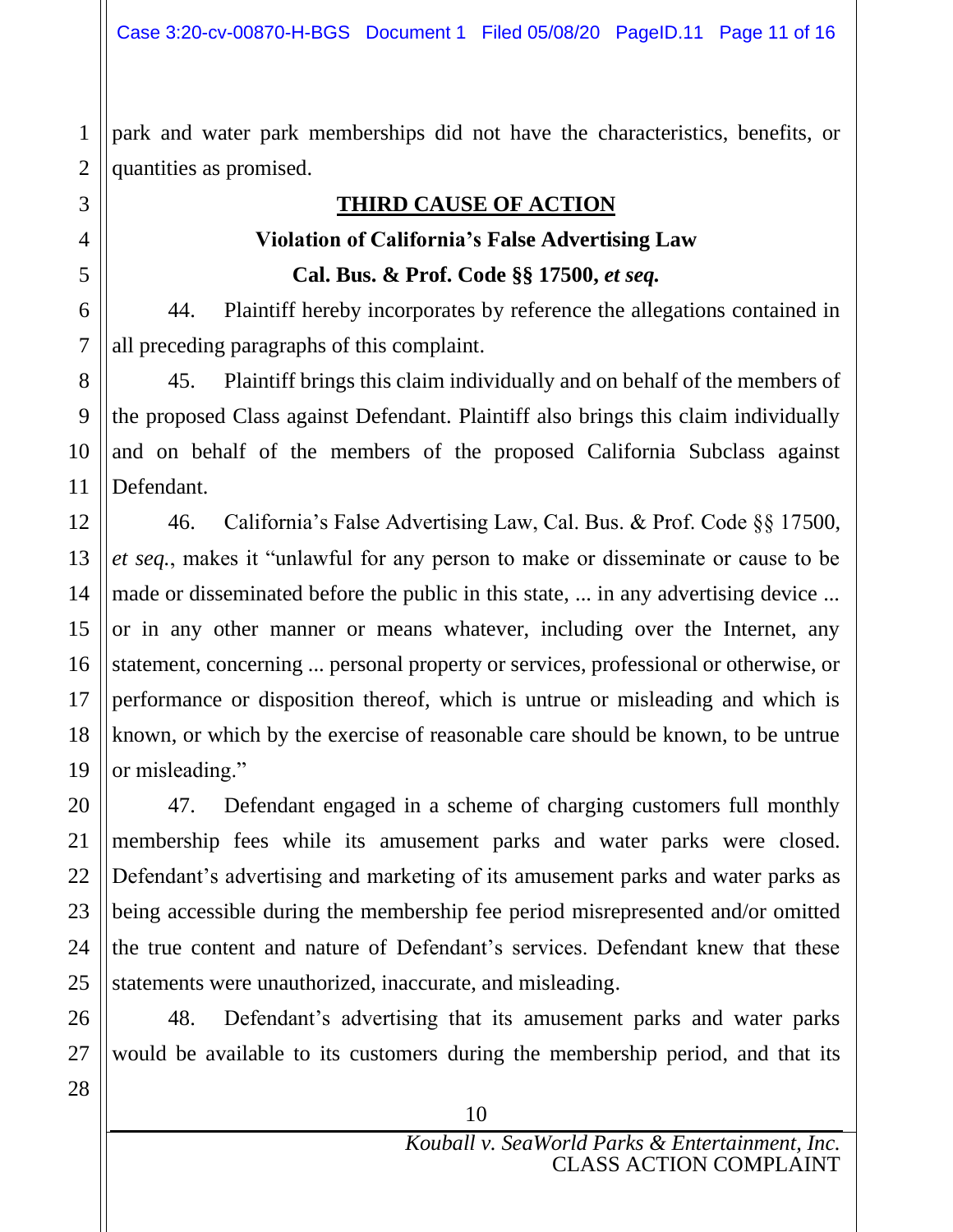park and water park memberships did not have the characteristics, benefits, or quantities as promised.

## THIRD CAUSE OF ACTION

### Violation of California's False Advertising Law

### Cal. Bus. & Prof. Code §§ 17500, *et seq.*

44. Plaintiff hereby incorporates by reference the allegations contained in all preceding paragraphs of this complaint.

45. Plaintiff brings this claim individually and on behalf of the members of the proposed Class against Defendant. Plaintiff also brings this claim individually and on behalf of the members of the proposed California Subclass against Defendant.

46. California's False Advertising Law, Cal. Bus. & Prof. Code §§ 17500, *et seq.*, makes it "unlawful for any person to make or disseminate or cause to be made or disseminated before the public in this state, ... in any advertising device ... or in any other manner or means whatever, including over the Internet, any statement, concerning ... personal property or services, professional or otherwise, or performance or disposition thereof, which is untrue or misleading and which is known, or which by the exercise of reasonable care should be known, to be untrue or misleading."

47. Defendant engaged in a scheme of charging customers full monthly membership fees while its amusement parks and water parks were closed. Defendant's advertising and marketing of its amusement parks and water parks as being accessible during the membership fee period misrepresented and/or omitted the true content and nature of Defendant's services. Defendant knew that these statements were unauthorized, inaccurate, and misleading.

48. Defendant's advertising that its amusement parks and water parks would be available to its customers during the membership period, and that its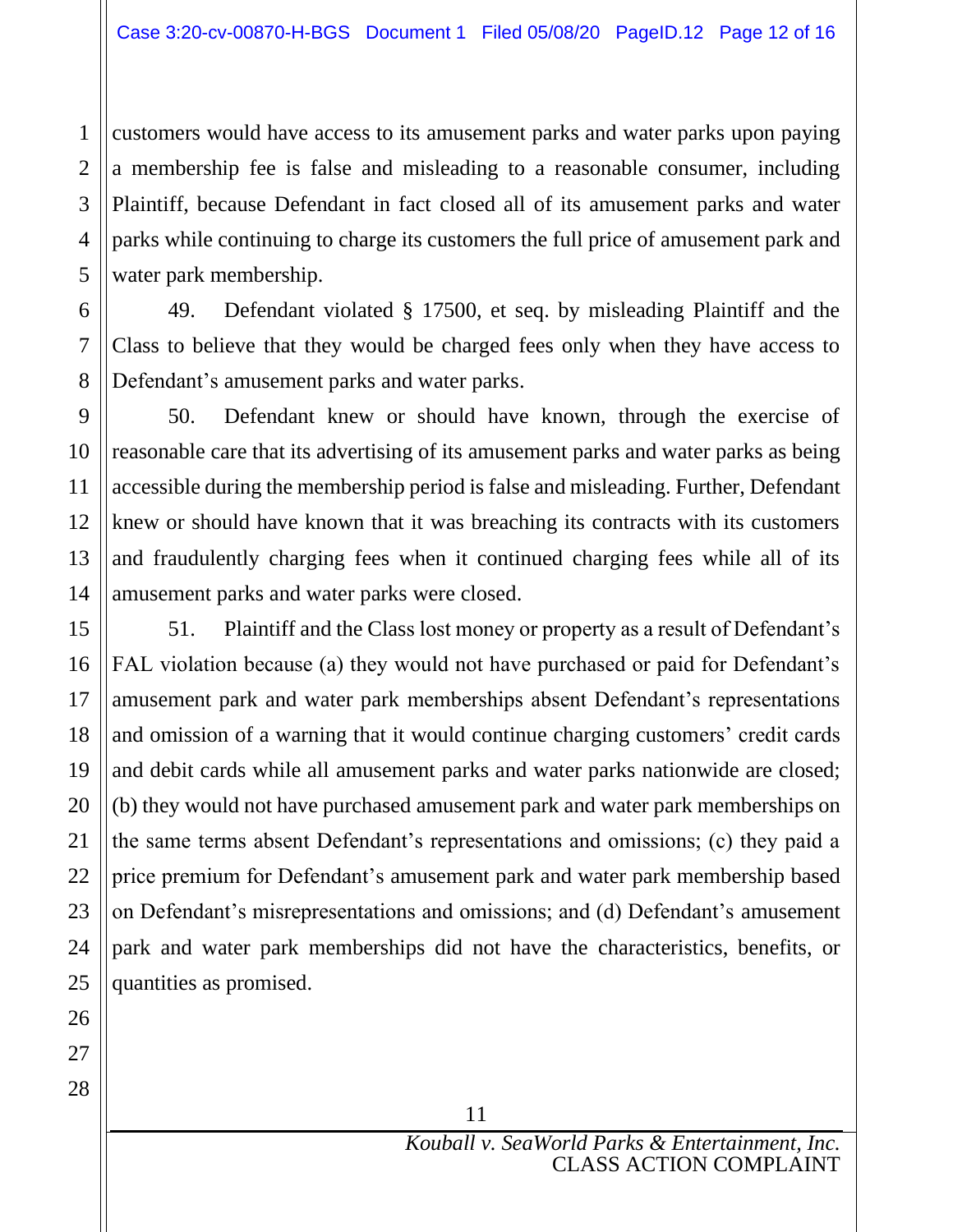customers would have access to its amusement parks and water parks upon paying a membership fee is false and misleading to a reasonable consumer, including Plaintiff, because Defendant in fact closed all of its amusement parks and water parks while continuing to charge its customers the full price of amusement park and water park membership.

49. Defendant violated § 17500, et seq. by misleading Plaintiff and the Class to believe that they would be charged fees only when they have access to Defendant's amusement parks and water parks.

50. Defendant knew or should have known, through the exercise of reasonable care that its advertising of its amusement parks and water parks as being accessible during the membership period is false and misleading. Further, Defendant knew or should have known that it was breaching its contracts with its customers and fraudulently charging fees when it continued charging fees while all of its amusement parks and water parks were closed.

51. Plaintiff and the Class lost money or property as a result of Defendant's FAL violation because (a) they would not have purchased or paid for Defendant's amusement park and water park memberships absent Defendant's representations and omission of a warning that it would continue charging customers' credit cards and debit cards while all amusement parks and water parks nationwide are closed; (b) they would not have purchased amusement park and water park memberships on the same terms absent Defendant's representations and omissions; (c) they paid a price premium for Defendant's amusement park and water park membership based on Defendant's misrepresentations and omissions; and (d) Defendant's amusement park and water park memberships did not have the characteristics, benefits, or quantities as promised.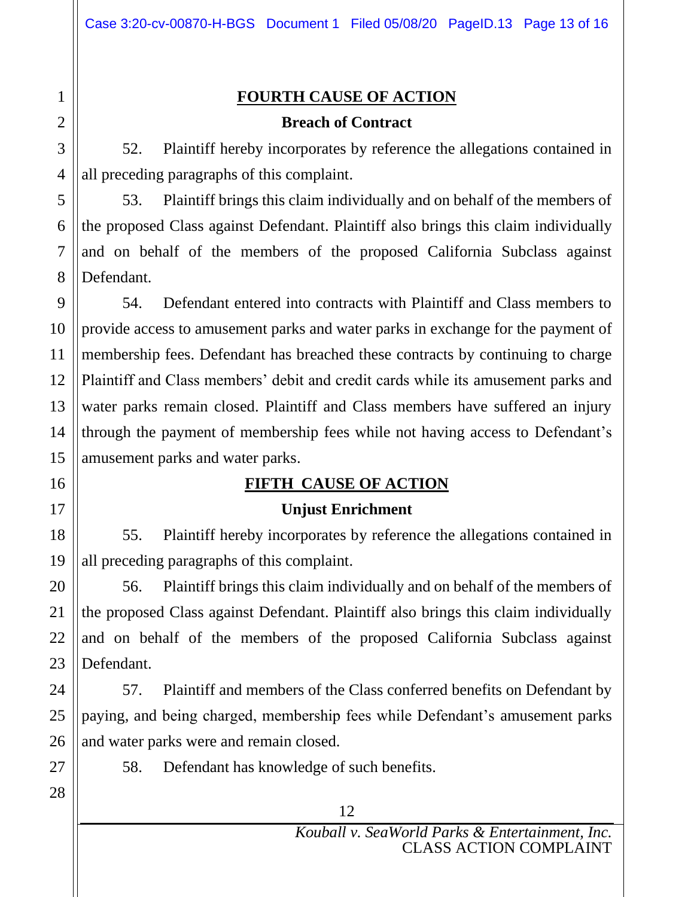## FOURTH CAUSE OF ACTION

**Breach of Contract**

52. Plaintiff hereby incorporates by reference the allegations contained in all preceding paragraphs of this complaint.

53. Plaintiff brings this claim individually and on behalf of the members of the proposed Class against Defendant. Plaintiff also brings this claim individually and on behalf of the members of the proposed California Subclass against Defendant.

54. Defendant entered into contracts with Plaintiff and Class members to provide access to amusement parks and water parks in exchange for the payment of membership fees. Defendant has breached these contracts by continuing to charge Plaintiff and Class members' debit and credit cards while its amusement parks and water parks remain closed. Plaintiff and Class members have suffered an injury through the payment of membership fees while not having access to Defendant's amusement parks and water parks.

## FIFTH CAUSE OF ACTION

**Unjust Enrichment**

55. Plaintiff hereby incorporates by reference the allegations contained in all preceding paragraphs of this complaint.

56. Plaintiff brings this claim individually and on behalf of the members of the proposed Class against Defendant. Plaintiff also brings this claim individually and on behalf of the members of the proposed California Subclass against Defendant.

57. Plaintiff and members of the Class conferred benefits on Defendant by paying, and being charged, membership fees while Defendant's amusement parks and water parks were and remain closed.

58. Defendant has knowledge of such benefits.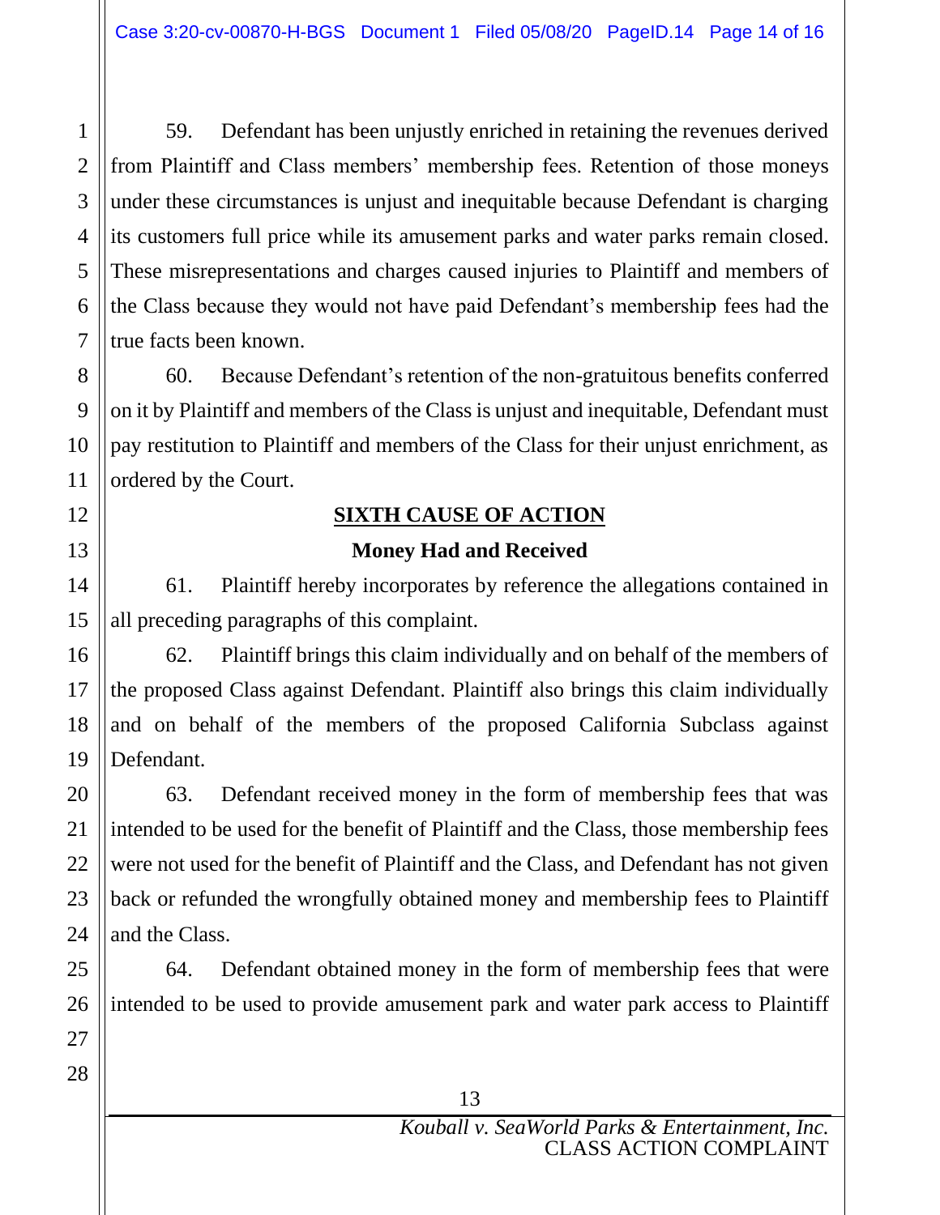59. Defendant has been unjustly enriched in retaining the revenues derived from Plaintiff and Class members' membership fees. Retention of those moneys under these circumstances is unjust and inequitable because Defendant is charging its customers full price while its amusement parks and water parks remain closed. These misrepresentations and charges caused injuries to Plaintiff and members of the Class because they would not have paid Defendant's membership fees had the true facts been known.

60. Because Defendant's retention of the non-gratuitous benefits conferred on it by Plaintiff and members of the Class is unjust and inequitable, Defendant must pay restitution to Plaintiff and members of the Class for their unjust enrichment, as ordered by the Court.

## SIXTH CAUSE OF ACTION

### Money Had and Received

61. Plaintiff hereby incorporates by reference the allegations contained in all preceding paragraphs of this complaint.

62. Plaintiff brings this claim individually and on behalf of the members of the proposed Class against Defendant. Plaintiff also brings this claim individually and on behalf of the members of the proposed California Subclass against Defendant.

63. Defendant received money in the form of membership fees that was intended to be used for the benefit of Plaintiff and the Class, those membership fees were not used for the benefit of Plaintiff and the Class, and Defendant has not given back or refunded the wrongfully obtained money and membership fees to Plaintiff and the Class.

64. Defendant obtained money in the form of membership fees that were intended to be used to provide amusement park and water park access to Plaintiff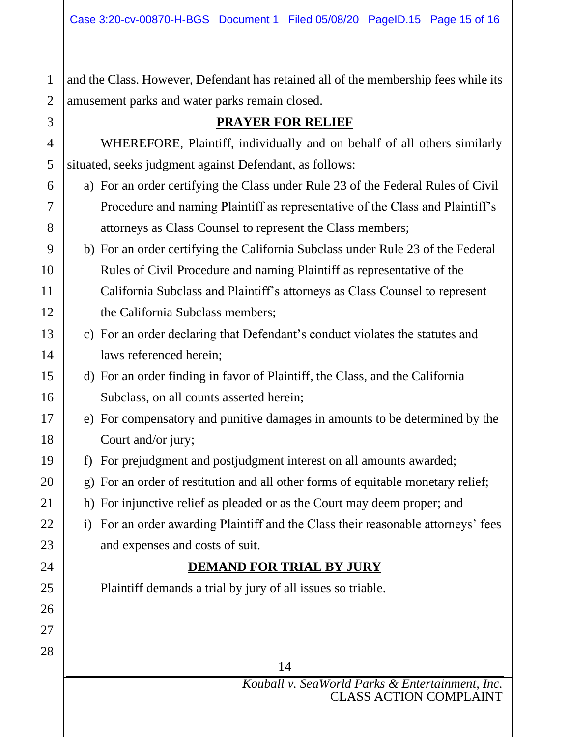and the Class. However, Defendant has retained all of the membership fees while its amusement parks and water parks remain closed.

## PRAYER FOR RELIEF

WHEREFORE, Plaintiff, individually and on behalf of all others similarly situated, seeks judgment against Defendant, as follows:

a) For an order certifying the Class under Rule 23 of the Federal Rules of Civil Procedure and naming Plaintiff as representative of the Class and Plaintiff's attorneys as Class Counsel to represent the Class members;

b) For an order certifying the California Subclass under Rule 23 of the Federal Rules of Civil Procedure and naming Plaintiff as representative of the California Subclass and Plaintiff's attorneys as Class Counsel to represent the California Subclass members;

c) For an order declaring that Defendant's conduct violates the statutes and laws referenced herein;

d) For an order finding in favor of Plaintiff, the Class, and the California Subclass, on all counts asserted herein;

e) For compensatory and punitive damages in amounts to be determined by the Court and/or jury;

f) For prejudgment and postjudgment interest on all amounts awarded;

g) For an order of restitution and all other forms of equitable monetary relief;

h) For injunctive relief as pleaded or as the Court may deem proper; and

i) For an order awarding Plaintiff and the Class their reasonable attorneys' fees and expenses and costs of suit.

## DEMAND FOR TRIAL BY JURY

Plaintiff demands a trial by jury of all issues so triable.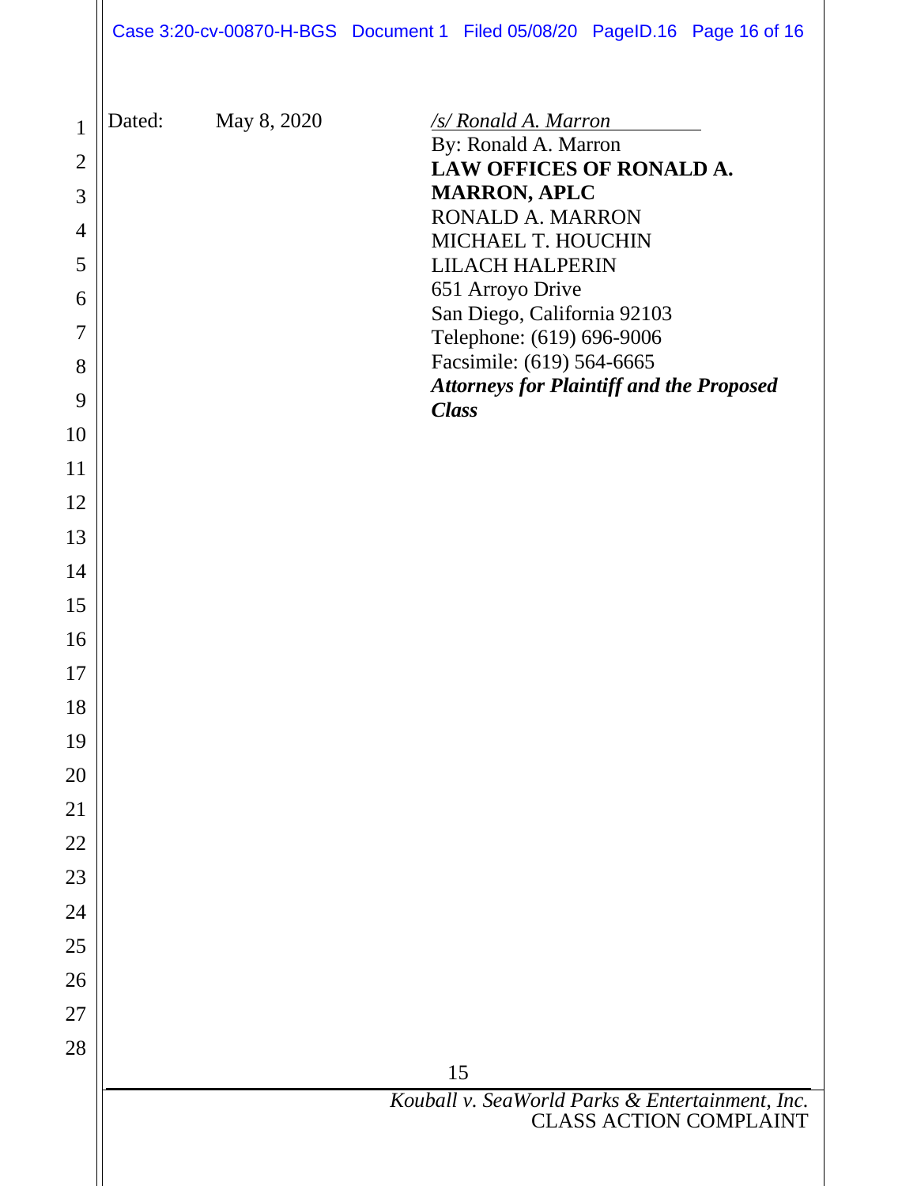Dated: May 8, 2020

*/s/ Ronald A. Marron*
By: Ronald A. Marron
**LAW OFFICES OF RONALD A. MARRON, APLC**
RONALD A. MARRON
MICHAEL T. HOUCHIN
LILACH HALPERIN
651 Arroyo Drive
San Diego, California 92103
Telephone: (619) 696-9006
Facsimile: (619) 564-6665
***Attorneys for Plaintiff and the Proposed Class***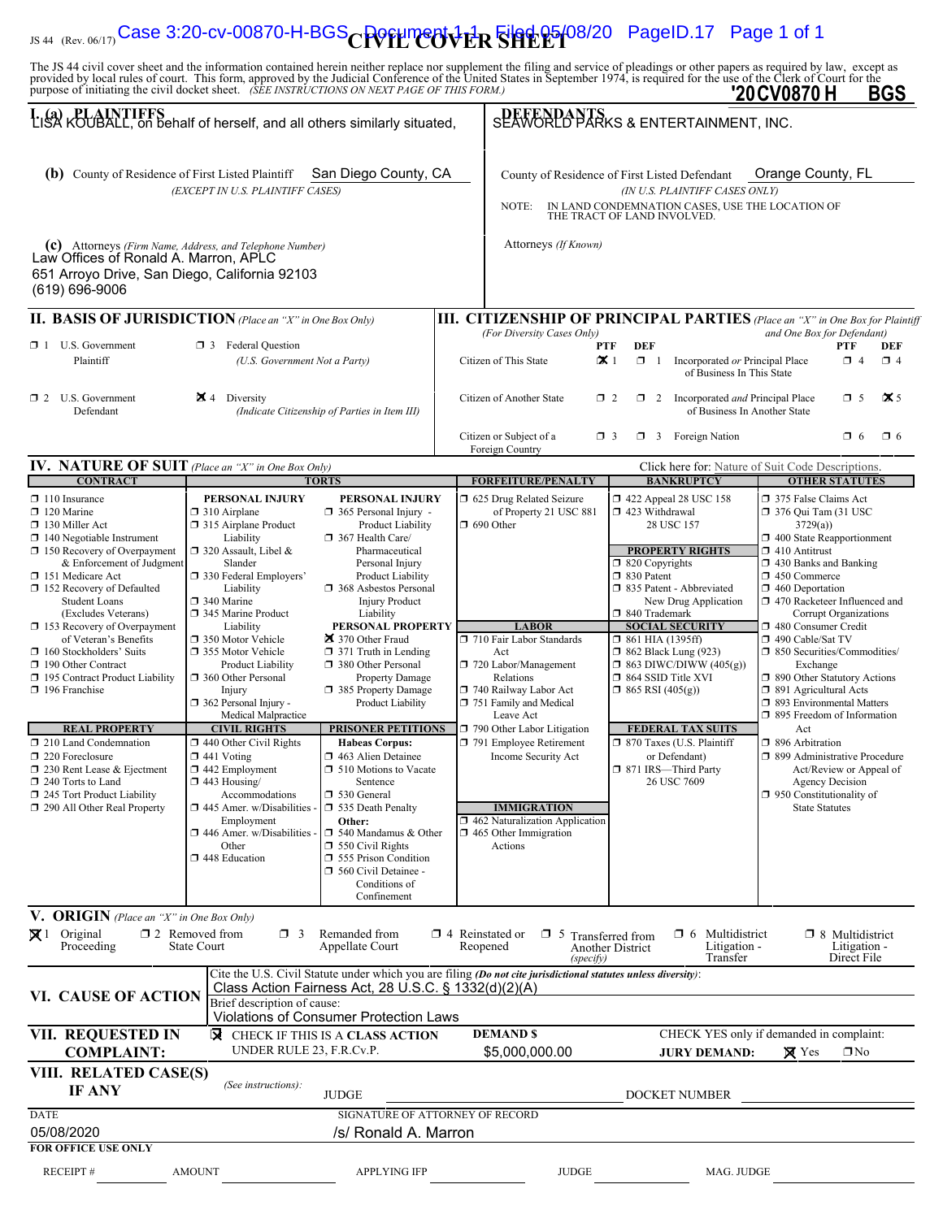JS 44 (Rev. 06/17)

# CIVIL COVER SHEET

The JS 44 civil cover sheet and the information contained herein neither replace nor supplement the filing and service of pleadings or other papers as required by law, except as provided by local rules of court. This form, approved by the Judicial Conference of the United States in September 1974, is required for the use of the Clerk of Court for the purpose of initiating the civil docket sheet. *(SEE INSTRUCTIONS ON NEXT PAGE OF THIS FORM.)*

**'20CV0870 H BGS**

## I. (a) PLAINTIFFS

LISA KOUBALL, on behalf of herself, and all others similarly situated,

## DEFENDANTS

SEAWORLD PARKS & ENTERTAINMENT, INC.

**(b)** County of Residence of First Listed Plaintiff: San Diego County, CA
*(EXCEPT IN U.S. PLAINTIFF CASES)*

County of Residence of First Listed Defendant: Orange County, FL
*(IN U.S. PLAINTIFF CASES ONLY)*

NOTE: IN LAND CONDEMNATION CASES, USE THE LOCATION OF THE TRACT OF LAND INVOLVED.

**(c)** Attorneys *(Firm Name, Address, and Telephone Number)*
Law Offices of Ronald A. Marron, APLC
651 Arroyo Drive, San Diego, California 92103
(619) 696-9006

Attorneys *(If Known)*

## II. BASIS OF JURISDICTION *(Place an "X" in One Box Only)*

- ☐ 1 U.S. Government Plaintiff
- ☐ 3 Federal Question (U.S. Government Not a Party)
- ☐ 2 U.S. Government Defendant
- ☒ 4 Diversity (Indicate Citizenship of Parties in Item III)

## III. CITIZENSHIP OF PRINCIPAL PARTIES *(Place an "X" in One Box for Plaintiff and One Box for Defendant)* *(For Diversity Cases Only)*

| | PTF | DEF | | PTF | DEF |
|---|---|---|---|---|---|
| Citizen of This State | ☒ 1 | ☐ 1 | Incorporated *or* Principal Place of Business In This State | ☐ 4 | ☐ 4 |
| Citizen of Another State | ☐ 2 | ☐ 2 | Incorporated *and* Principal Place of Business In Another State | ☐ 5 | ☒ 5 |
| Citizen or Subject of a Foreign Country | ☐ 3 | ☐ 3 | Foreign Nation | ☐ 6 | ☐ 6 |

## IV. NATURE OF SUIT *(Place an "X" in One Box Only)*

Click here for: Nature of Suit Code Descriptions.

**CONTRACT**
- ☐ 110 Insurance
- ☐ 120 Marine
- ☐ 130 Miller Act
- ☐ 140 Negotiable Instrument
- ☐ 150 Recovery of Overpayment & Enforcement of Judgment
- ☐ 151 Medicare Act
- ☐ 152 Recovery of Defaulted Student Loans (Excludes Veterans)
- ☐ 153 Recovery of Overpayment of Veteran's Benefits
- ☐ 160 Stockholders' Suits
- ☐ 190 Other Contract
- ☐ 195 Contract Product Liability
- ☐ 196 Franchise

**REAL PROPERTY**
- ☐ 210 Land Condemnation
- ☐ 220 Foreclosure
- ☐ 230 Rent Lease & Ejectment
- ☐ 240 Torts to Land
- ☐ 245 Tort Product Liability
- ☐ 290 All Other Real Property

**TORTS**

PERSONAL INJURY
- ☐ 310 Airplane
- ☐ 315 Airplane Product Liability
- ☐ 320 Assault, Libel & Slander
- ☐ 330 Federal Employers' Liability
- ☐ 340 Marine
- ☐ 345 Marine Product Liability
- ☐ 350 Motor Vehicle
- ☐ 355 Motor Vehicle Product Liability
- ☐ 360 Other Personal Injury
- ☐ 362 Personal Injury - Medical Malpractice

PERSONAL INJURY
- ☐ 365 Personal Injury - Product Liability
- ☐ 367 Health Care/ Pharmaceutical Personal Injury Product Liability
- ☐ 368 Asbestos Personal Injury Product Liability

PERSONAL PROPERTY
- ☒ 370 Other Fraud
- ☐ 371 Truth in Lending
- ☐ 380 Other Personal Property Damage
- ☐ 385 Property Damage Product Liability

**CIVIL RIGHTS**
- ☐ 440 Other Civil Rights
- ☐ 441 Voting
- ☐ 442 Employment
- ☐ 443 Housing/ Accommodations
- ☐ 445 Amer. w/Disabilities - Employment
- ☐ 446 Amer. w/Disabilities - Other
- ☐ 448 Education

**PRISONER PETITIONS**

Habeas Corpus:
- ☐ 463 Alien Detainee
- ☐ 510 Motions to Vacate Sentence
- ☐ 530 General
- ☐ 535 Death Penalty

Other:
- ☐ 540 Mandamus & Other
- ☐ 550 Civil Rights
- ☐ 555 Prison Condition
- ☐ 560 Civil Detainee - Conditions of Confinement

**FORFEITURE/PENALTY**
- ☐ 625 Drug Related Seizure of Property 21 USC 881
- ☐ 690 Other

**LABOR**
- ☐ 710 Fair Labor Standards Act
- ☐ 720 Labor/Management Relations
- ☐ 740 Railway Labor Act
- ☐ 751 Family and Medical Leave Act
- ☐ 790 Other Labor Litigation
- ☐ 791 Employee Retirement Income Security Act

**IMMIGRATION**
- ☐ 462 Naturalization Application
- ☐ 465 Other Immigration Actions

**BANKRUPTCY**
- ☐ 422 Appeal 28 USC 158
- ☐ 423 Withdrawal 28 USC 157

**PROPERTY RIGHTS**
- ☐ 820 Copyrights
- ☐ 830 Patent
- ☐ 835 Patent - Abbreviated New Drug Application
- ☐ 840 Trademark

**SOCIAL SECURITY**
- ☐ 861 HIA (1395ff)
- ☐ 862 Black Lung (923)
- ☐ 863 DIWC/DIWW (405(g))
- ☐ 864 SSID Title XVI
- ☐ 865 RSI (405(g))

**FEDERAL TAX SUITS**
- ☐ 870 Taxes (U.S. Plaintiff or Defendant)
- ☐ 871 IRS—Third Party 26 USC 7609

**OTHER STATUTES**
- ☐ 375 False Claims Act
- ☐ 376 Qui Tam (31 USC 3729(a))
- ☐ 400 State Reapportionment
- ☐ 410 Antitrust
- ☐ 430 Banks and Banking
- ☐ 450 Commerce
- ☐ 460 Deportation
- ☐ 470 Racketeer Influenced and Corrupt Organizations
- ☐ 480 Consumer Credit
- ☐ 490 Cable/Sat TV
- ☐ 850 Securities/Commodities/ Exchange
- ☐ 890 Other Statutory Actions
- ☐ 891 Agricultural Acts
- ☐ 893 Environmental Matters
- ☐ 895 Freedom of Information Act
- ☐ 896 Arbitration
- ☐ 899 Administrative Procedure Act/Review or Appeal of Agency Decision
- ☐ 950 Constitutionality of State Statutes

## V. ORIGIN *(Place an "X" in One Box Only)*

- ☒ 1 Original Proceeding
- ☐ 2 Removed from State Court
- ☐ 3 Remanded from Appellate Court
- ☐ 4 Reinstated or Reopened
- ☐ 5 Transferred from Another District *(specify)*
- ☐ 6 Multidistrict Litigation - Transfer
- ☐ 8 Multidistrict Litigation - Direct File

## VI. CAUSE OF ACTION

Cite the U.S. Civil Statute under which you are filing *(Do not cite jurisdictional statutes unless diversity)*:
Class Action Fairness Act, 28 U.S.C. § 1332(d)(2)(A)

Brief description of cause:
Violations of Consumer Protection Laws

## VII. REQUESTED IN COMPLAINT:

☒ CHECK IF THIS IS A CLASS ACTION UNDER RULE 23, F.R.Cv.P.

DEMAND $ $5,000,000.00

CHECK YES only if demanded in complaint:
JURY DEMAND: ☒ Yes ☐ No

## VIII. RELATED CASE(S) IF ANY

*(See instructions)*: JUDGE ______ DOCKET NUMBER ______

DATE: 05/08/2020

SIGNATURE OF ATTORNEY OF RECORD: /s/ Ronald A. Marron

**FOR OFFICE USE ONLY**

RECEIPT # ______ AMOUNT ______ APPLYING IFP ______ JUDGE ______ MAG. JUDGE ______